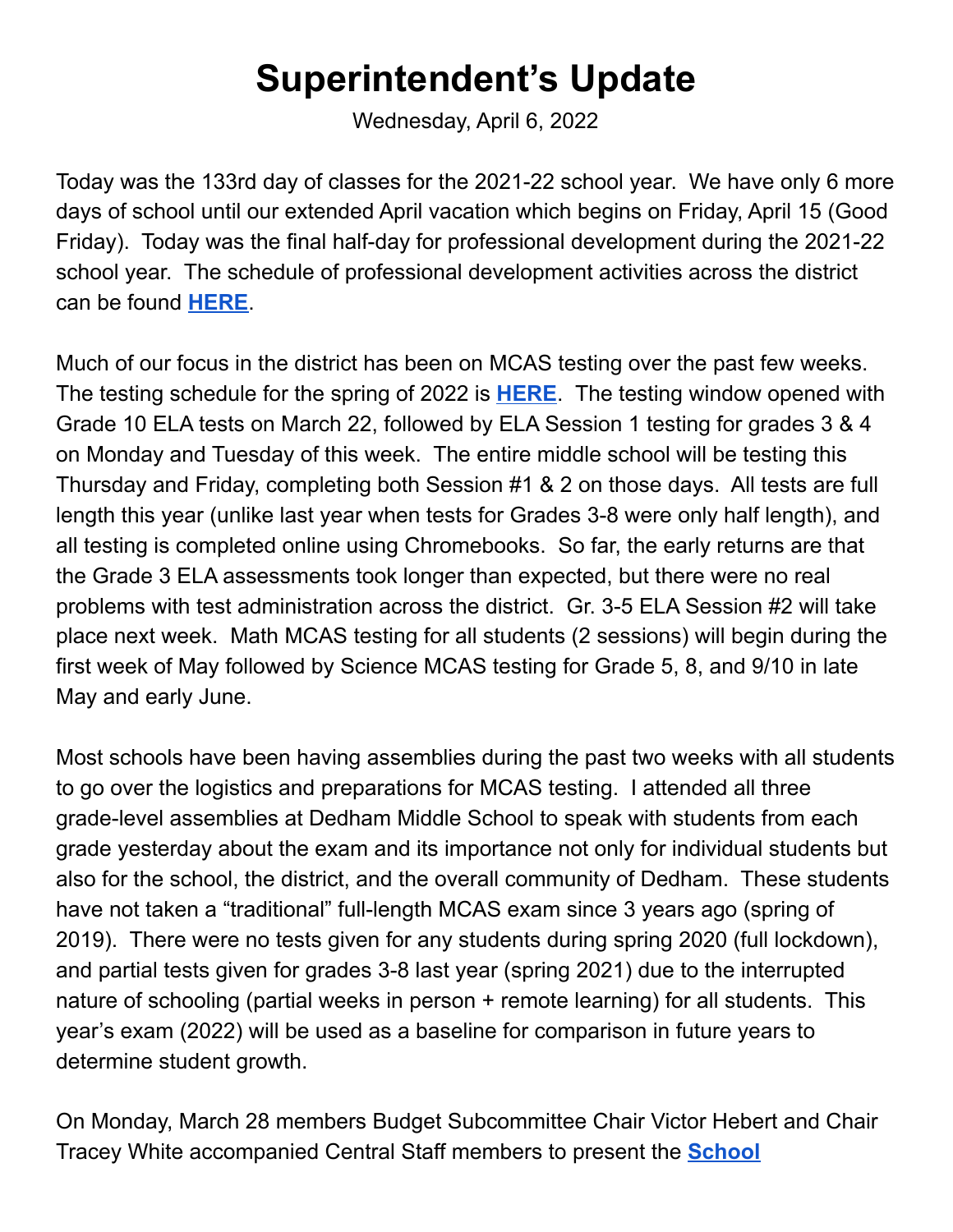# Superintendent's Update

Wednesday, April 6, 2022

Today was the 133rd day of classes for the 2021-22 school year. We have only 6 more days of school until our extended April vacation which begins on Friday, April 15 (Good Friday). Today was the final half-day for professional development during the 2021-22 school year. The schedule of professional development activities across the district can be found **HERE**.

Much of our focus in the district has been on MCAS testing over the past few weeks. The testing schedule for the spring of 2022 is **HERE**. The testing window opened with Grade 10 ELA tests on March 22, followed by ELA Session 1 testing for grades 3 & 4 on Monday and Tuesday of this week. The entire middle school will be testing this Thursday and Friday, completing both Session #1 & 2 on those days. All tests are full length this year (unlike last year when tests for Grades 3-8 were only half length), and all testing is completed online using Chromebooks. So far, the early returns are that the Grade 3 ELA assessments took longer than expected, but there were no real problems with test administration across the district. Gr. 3-5 ELA Session #2 will take place next week. Math MCAS testing for all students (2 sessions) will begin during the first week of May followed by Science MCAS testing for Grade 5, 8, and 9/10 in late May and early June.

Most schools have been having assemblies during the past two weeks with all students to go over the logistics and preparations for MCAS testing. I attended all three grade-level assemblies at Dedham Middle School to speak with students from each grade yesterday about the exam and its importance not only for individual students but also for the school, the district, and the overall community of Dedham. These students have not taken a "traditional" full-length MCAS exam since 3 years ago (spring of 2019). There were no tests given for any students during spring 2020 (full lockdown), and partial tests given for grades 3-8 last year (spring 2021) due to the interrupted nature of schooling (partial weeks in person + remote learning) for all students. This year's exam (2022) will be used as a baseline for comparison in future years to determine student growth.

On Monday, March 28 members Budget Subcommittee Chair Victor Hebert and Chair Tracey White accompanied Central Staff members to present the **School**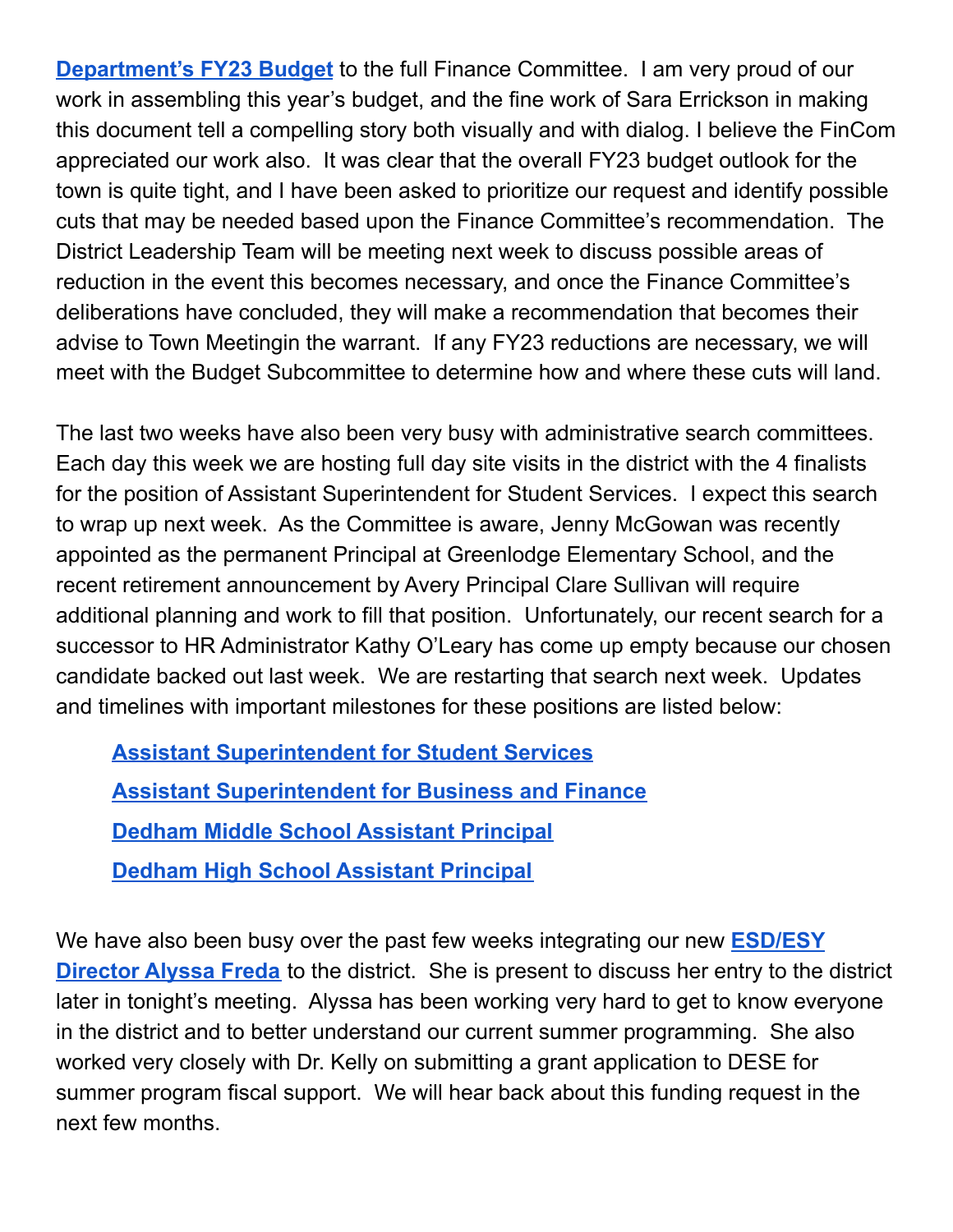**Department's FY23 Budget** to the full Finance Committee. I am very proud of our work in assembling this year's budget, and the fine work of Sara Errickson in making this document tell a compelling story both visually and with dialog. I believe the FinCom appreciated our work also. It was clear that the overall FY23 budget outlook for the town is quite tight, and I have been asked to prioritize our request and identify possible cuts that may be needed based upon the Finance Committee's recommendation. The District Leadership Team will be meeting next week to discuss possible areas of reduction in the event this becomes necessary, and once the Finance Committee's deliberations have concluded, they will make a recommendation that becomes their advise to Town Meetingin the warrant. If any FY23 reductions are necessary, we will meet with the Budget Subcommittee to determine how and where these cuts will land.

The last two weeks have also been very busy with administrative search committees. Each day this week we are hosting full day site visits in the district with the 4 finalists for the position of Assistant Superintendent for Student Services. I expect this search to wrap up next week. As the Committee is aware, Jenny McGowan was recently appointed as the permanent Principal at Greenlodge Elementary School, and the recent retirement announcement by Avery Principal Clare Sullivan will require additional planning and work to fill that position. Unfortunately, our recent search for a successor to HR Administrator Kathy O'Leary has come up empty because our chosen candidate backed out last week. We are restarting that search next week. Updates and timelines with important milestones for these positions are listed below:

- **Assistant Superintendent for Student Services**
- **Assistant Superintendent for Business and Finance**
- **Dedham Middle School Assistant Principal**
- **Dedham High School Assistant Principal**

We have also been busy over the past few weeks integrating our new **ESD/ESY Director Alyssa Freda** to the district. She is present to discuss her entry to the district later in tonight's meeting. Alyssa has been working very hard to get to know everyone in the district and to better understand our current summer programming. She also worked very closely with Dr. Kelly on submitting a grant application to DESE for summer program fiscal support. We will hear back about this funding request in the next few months.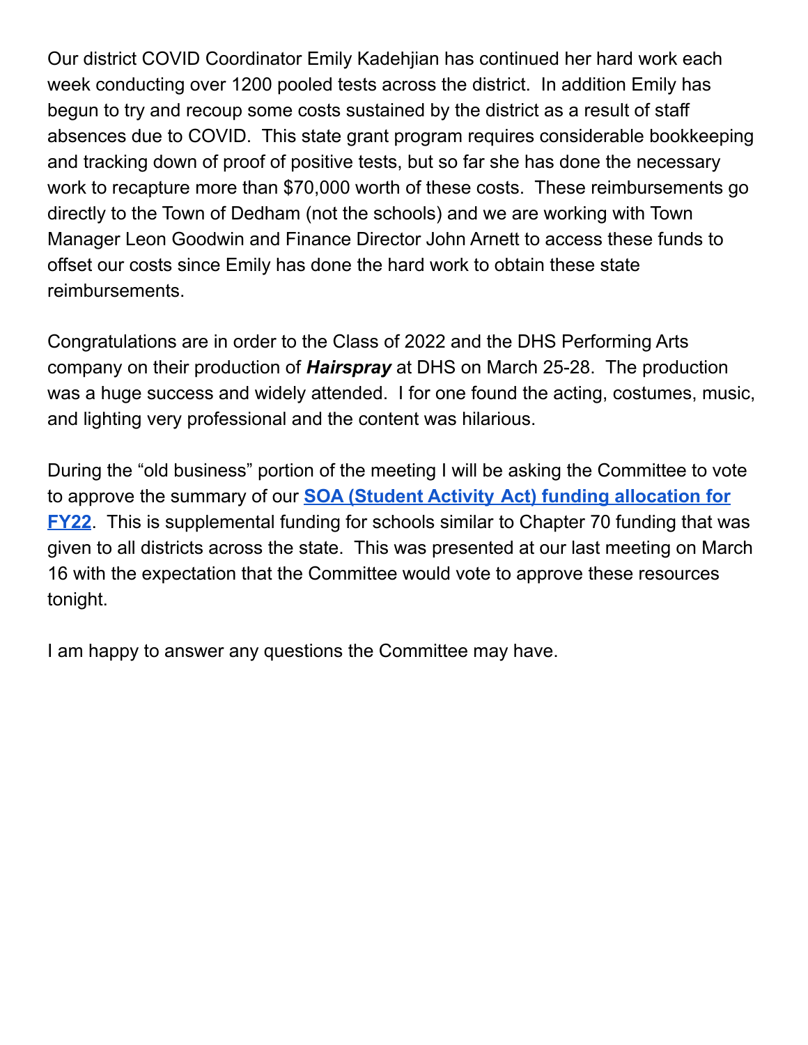Our district COVID Coordinator Emily Kadehjian has continued her hard work each week conducting over 1200 pooled tests across the district. In addition Emily has begun to try and recoup some costs sustained by the district as a result of staff absences due to COVID. This state grant program requires considerable bookkeeping and tracking down of proof of positive tests, but so far she has done the necessary work to recapture more than $70,000 worth of these costs. These reimbursements go directly to the Town of Dedham (not the schools) and we are working with Town Manager Leon Goodwin and Finance Director John Arnett to access these funds to offset our costs since Emily has done the hard work to obtain these state reimbursements.

Congratulations are in order to the Class of 2022 and the DHS Performing Arts company on their production of ***Hairspray*** at DHS on March 25-28. The production was a huge success and widely attended. I for one found the acting, costumes, music, and lighting very professional and the content was hilarious.

During the "old business" portion of the meeting I will be asking the Committee to vote to approve the summary of our **SOA (Student Activity Act) funding allocation for FY22**. This is supplemental funding for schools similar to Chapter 70 funding that was given to all districts across the state. This was presented at our last meeting on March 16 with the expectation that the Committee would vote to approve these resources tonight.

I am happy to answer any questions the Committee may have.